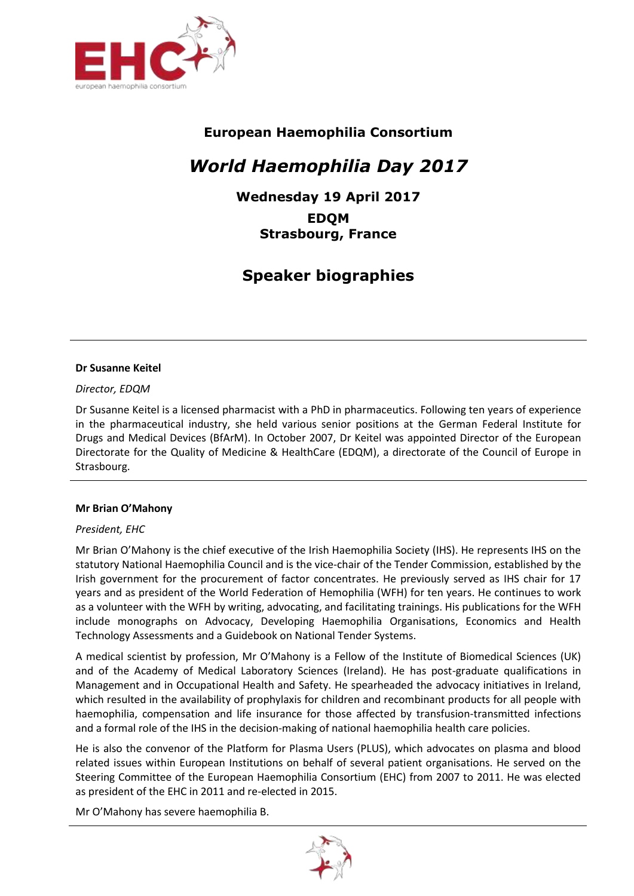**European Haemophilia Consortium**

# *World Haemophilia Day 2017*

### Wednesday 19 April 2017

### EDQM
### Strasbourg, France

## Speaker biographies

---

**Dr Susanne Keitel**

*Director, EDQM*

Dr Susanne Keitel is a licensed pharmacist with a PhD in pharmaceutics. Following ten years of experience in the pharmaceutical industry, she held various senior positions at the German Federal Institute for Drugs and Medical Devices (BfArM). In October 2007, Dr Keitel was appointed Director of the European Directorate for the Quality of Medicine & HealthCare (EDQM), a directorate of the Council of Europe in Strasbourg.

---

**Mr Brian O'Mahony**

*President, EHC*

Mr Brian O'Mahony is the chief executive of the Irish Haemophilia Society (IHS). He represents IHS on the statutory National Haemophilia Council and is the vice-chair of the Tender Commission, established by the Irish government for the procurement of factor concentrates. He previously served as IHS chair for 17 years and as president of the World Federation of Hemophilia (WFH) for ten years. He continues to work as a volunteer with the WFH by writing, advocating, and facilitating trainings. His publications for the WFH include monographs on Advocacy, Developing Haemophilia Organisations, Economics and Health Technology Assessments and a Guidebook on National Tender Systems.

A medical scientist by profession, Mr O'Mahony is a Fellow of the Institute of Biomedical Sciences (UK) and of the Academy of Medical Laboratory Sciences (Ireland). He has post-graduate qualifications in Management and in Occupational Health and Safety. He spearheaded the advocacy initiatives in Ireland, which resulted in the availability of prophylaxis for children and recombinant products for all people with haemophilia, compensation and life insurance for those affected by transfusion-transmitted infections and a formal role of the IHS in the decision-making of national haemophilia health care policies.

He is also the convenor of the Platform for Plasma Users (PLUS), which advocates on plasma and blood related issues within European Institutions on behalf of several patient organisations. He served on the Steering Committee of the European Haemophilia Consortium (EHC) from 2007 to 2011. He was elected as president of the EHC in 2011 and re-elected in 2015.

Mr O'Mahony has severe haemophilia B.

---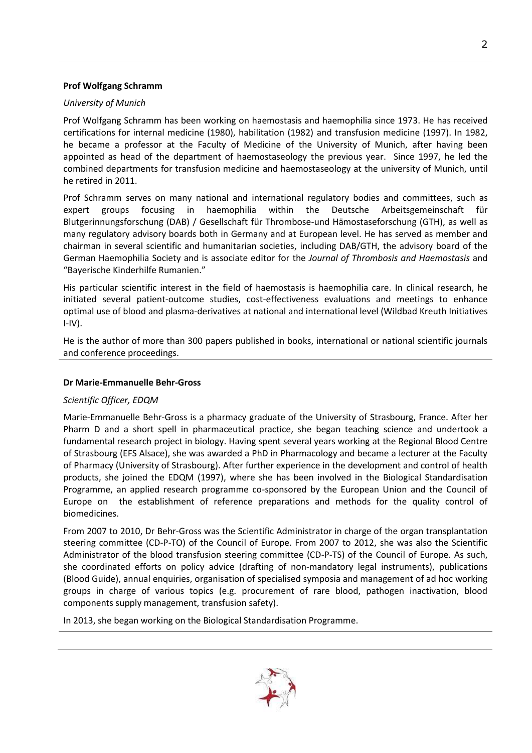**Prof Wolfgang Schramm**

*University of Munich*

Prof Wolfgang Schramm has been working on haemostasis and haemophilia since 1973. He has received certifications for internal medicine (1980), habilitation (1982) and transfusion medicine (1997). In 1982, he became a professor at the Faculty of Medicine of the University of Munich, after having been appointed as head of the department of haemostaseology the previous year. Since 1997, he led the combined departments for transfusion medicine and haemostaseology at the university of Munich, until he retired in 2011.

Prof Schramm serves on many national and international regulatory bodies and committees, such as expert groups focusing in haemophilia within the Deutsche Arbeitsgemeinschaft für Blutgerinnungsforschung (DAB) / Gesellschaft für Thrombose-und Hämostaseforschung (GTH), as well as many regulatory advisory boards both in Germany and at European level. He has served as member and chairman in several scientific and humanitarian societies, including DAB/GTH, the advisory board of the German Haemophilia Society and is associate editor for the *Journal of Thrombosis and Haemostasis* and "Bayerische Kinderhilfe Rumanien."

His particular scientific interest in the field of haemostasis is haemophilia care. In clinical research, he initiated several patient-outcome studies, cost-effectiveness evaluations and meetings to enhance optimal use of blood and plasma-derivatives at national and international level (Wildbad Kreuth Initiatives I-IV).

He is the author of more than 300 papers published in books, international or national scientific journals and conference proceedings.

---

**Dr Marie-Emmanuelle Behr-Gross**

*Scientific Officer, EDQM*

Marie-Emmanuelle Behr-Gross is a pharmacy graduate of the University of Strasbourg, France. After her Pharm D and a short spell in pharmaceutical practice, she began teaching science and undertook a fundamental research project in biology. Having spent several years working at the Regional Blood Centre of Strasbourg (EFS Alsace), she was awarded a PhD in Pharmacology and became a lecturer at the Faculty of Pharmacy (University of Strasbourg). After further experience in the development and control of health products, she joined the EDQM (1997), where she has been involved in the Biological Standardisation Programme, an applied research programme co-sponsored by the European Union and the Council of Europe on the establishment of reference preparations and methods for the quality control of biomedicines.

From 2007 to 2010, Dr Behr-Gross was the Scientific Administrator in charge of the organ transplantation steering committee (CD-P-TO) of the Council of Europe. From 2007 to 2012, she was also the Scientific Administrator of the blood transfusion steering committee (CD-P-TS) of the Council of Europe. As such, she coordinated efforts on policy advice (drafting of non-mandatory legal instruments), publications (Blood Guide), annual enquiries, organisation of specialised symposia and management of ad hoc working groups in charge of various topics (e.g. procurement of rare blood, pathogen inactivation, blood components supply management, transfusion safety).

In 2013, she began working on the Biological Standardisation Programme.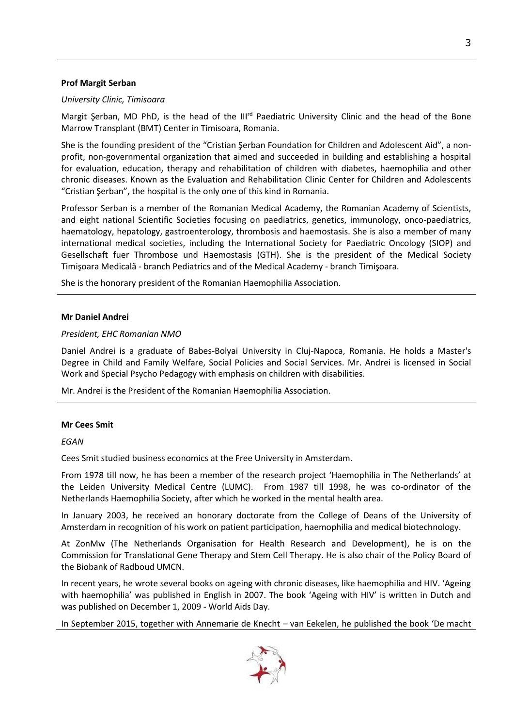**Prof Margit Serban**

*University Clinic, Timisoara*

Margit Şerban, MD PhD, is the head of the III[rd] Paediatric University Clinic and the head of the Bone Marrow Transplant (BMT) Center in Timisoara, Romania.

She is the founding president of the "Cristian Şerban Foundation for Children and Adolescent Aid", a non-profit, non-governmental organization that aimed and succeeded in building and establishing a hospital for evaluation, education, therapy and rehabilitation of children with diabetes, haemophilia and other chronic diseases. Known as the Evaluation and Rehabilitation Clinic Center for Children and Adolescents "Cristian Şerban", the hospital is the only one of this kind in Romania.

Professor Serban is a member of the Romanian Medical Academy, the Romanian Academy of Scientists, and eight national Scientific Societies focusing on paediatrics, genetics, immunology, onco-paediatrics, haematology, hepatology, gastroenterology, thrombosis and haemostasis. She is also a member of many international medical societies, including the International Society for Paediatric Oncology (SIOP) and Gesellschaft fuer Thrombose und Haemostasis (GTH). She is the president of the Medical Society Timişoara Medicală - branch Pediatrics and of the Medical Academy - branch Timişoara.

She is the honorary president of the Romanian Haemophilia Association.

**Mr Daniel Andrei**

*President, EHC Romanian NMO*

Daniel Andrei is a graduate of Babes-Bolyai University in Cluj-Napoca, Romania. He holds a Master's Degree in Child and Family Welfare, Social Policies and Social Services. Mr. Andrei is licensed in Social Work and Special Psycho Pedagogy with emphasis on children with disabilities.

Mr. Andrei is the President of the Romanian Haemophilia Association.

**Mr Cees Smit**

*EGAN*

Cees Smit studied business economics at the Free University in Amsterdam.

From 1978 till now, he has been a member of the research project 'Haemophilia in The Netherlands' at the Leiden University Medical Centre (LUMC). From 1987 till 1998, he was co-ordinator of the Netherlands Haemophilia Society, after which he worked in the mental health area.

In January 2003, he received an honorary doctorate from the College of Deans of the University of Amsterdam in recognition of his work on patient participation, haemophilia and medical biotechnology.

At ZonMw (The Netherlands Organisation for Health Research and Development), he is on the Commission for Translational Gene Therapy and Stem Cell Therapy. He is also chair of the Policy Board of the Biobank of Radboud UMCN.

In recent years, he wrote several books on ageing with chronic diseases, like haemophilia and HIV. 'Ageing with haemophilia' was published in English in 2007. The book 'Ageing with HIV' is written in Dutch and was published on December 1, 2009 - World Aids Day.

In September 2015, together with Annemarie de Knecht – van Eekelen, he published the book 'De macht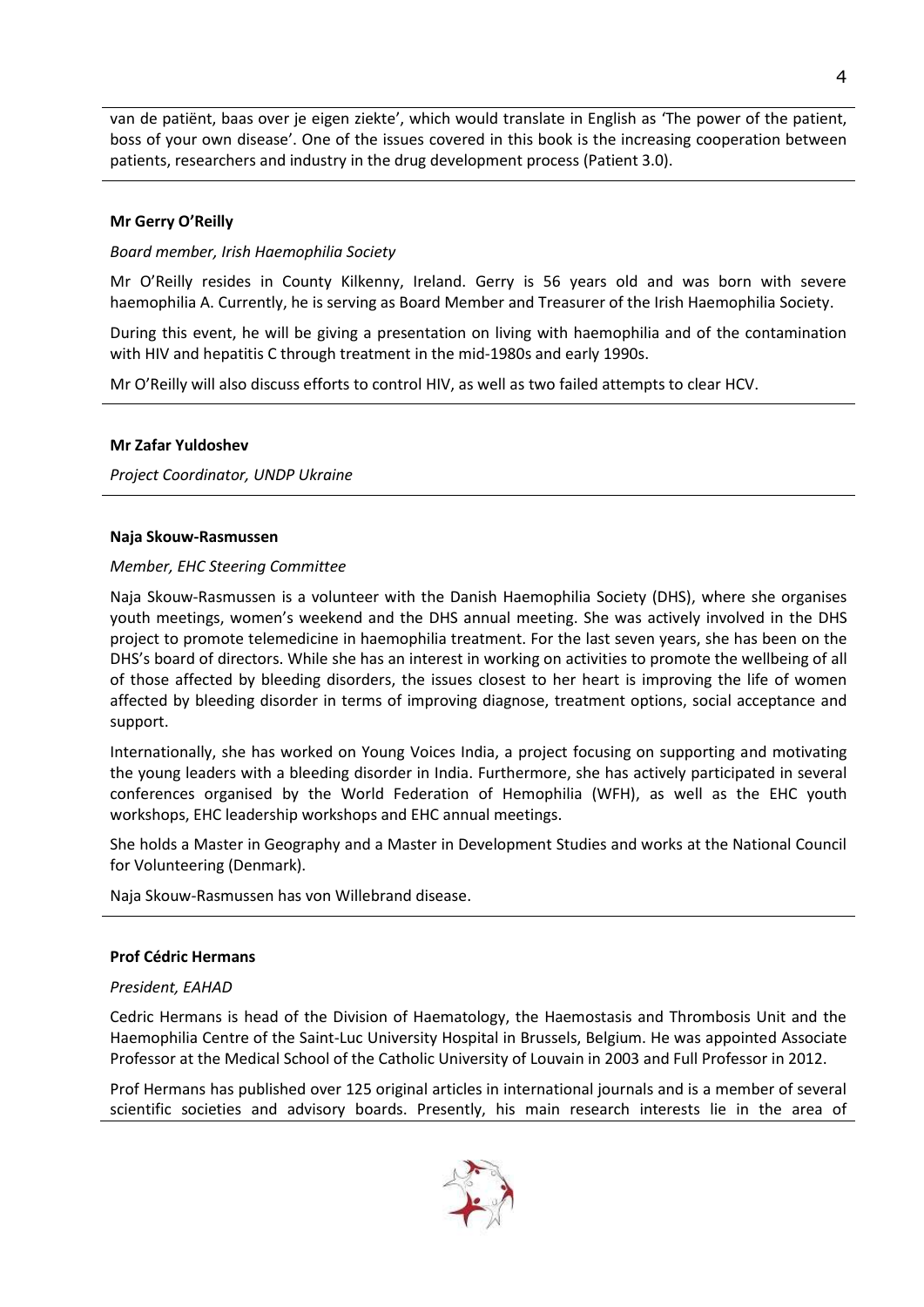van de patiënt, baas over je eigen ziekte', which would translate in English as 'The power of the patient, boss of your own disease'. One of the issues covered in this book is the increasing cooperation between patients, researchers and industry in the drug development process (Patient 3.0).

---

**Mr Gerry O'Reilly**

*Board member, Irish Haemophilia Society*

Mr O'Reilly resides in County Kilkenny, Ireland. Gerry is 56 years old and was born with severe haemophilia A. Currently, he is serving as Board Member and Treasurer of the Irish Haemophilia Society.

During this event, he will be giving a presentation on living with haemophilia and of the contamination with HIV and hepatitis C through treatment in the mid-1980s and early 1990s.

Mr O'Reilly will also discuss efforts to control HIV, as well as two failed attempts to clear HCV.

---

**Mr Zafar Yuldoshev**

*Project Coordinator, UNDP Ukraine*

---

**Naja Skouw-Rasmussen**

*Member, EHC Steering Committee*

Naja Skouw-Rasmussen is a volunteer with the Danish Haemophilia Society (DHS), where she organises youth meetings, women's weekend and the DHS annual meeting. She was actively involved in the DHS project to promote telemedicine in haemophilia treatment. For the last seven years, she has been on the DHS's board of directors. While she has an interest in working on activities to promote the wellbeing of all of those affected by bleeding disorders, the issues closest to her heart is improving the life of women affected by bleeding disorder in terms of improving diagnose, treatment options, social acceptance and support.

Internationally, she has worked on Young Voices India, a project focusing on supporting and motivating the young leaders with a bleeding disorder in India. Furthermore, she has actively participated in several conferences organised by the World Federation of Hemophilia (WFH), as well as the EHC youth workshops, EHC leadership workshops and EHC annual meetings.

She holds a Master in Geography and a Master in Development Studies and works at the National Council for Volunteering (Denmark).

Naja Skouw-Rasmussen has von Willebrand disease.

---

**Prof Cédric Hermans**

*President, EAHAD*

Cedric Hermans is head of the Division of Haematology, the Haemostasis and Thrombosis Unit and the Haemophilia Centre of the Saint-Luc University Hospital in Brussels, Belgium. He was appointed Associate Professor at the Medical School of the Catholic University of Louvain in 2003 and Full Professor in 2012.

Prof Hermans has published over 125 original articles in international journals and is a member of several scientific societies and advisory boards. Presently, his main research interests lie in the area of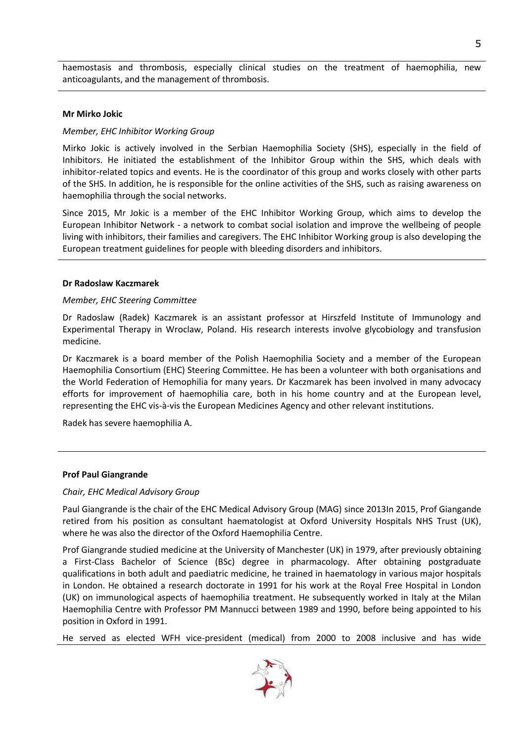haemostasis and thrombosis, especially clinical studies on the treatment of haemophilia, new anticoagulants, and the management of thrombosis.

**Mr Mirko Jokic**

*Member, EHC Inhibitor Working Group*

Mirko Jokic is actively involved in the Serbian Haemophilia Society (SHS), especially in the field of Inhibitors. He initiated the establishment of the Inhibitor Group within the SHS, which deals with inhibitor-related topics and events. He is the coordinator of this group and works closely with other parts of the SHS. In addition, he is responsible for the online activities of the SHS, such as raising awareness on haemophilia through the social networks.

Since 2015, Mr Jokic is a member of the EHC Inhibitor Working Group, which aims to develop the European Inhibitor Network - a network to combat social isolation and improve the wellbeing of people living with inhibitors, their families and caregivers. The EHC Inhibitor Working group is also developing the European treatment guidelines for people with bleeding disorders and inhibitors.

**Dr Radoslaw Kaczmarek**

*Member, EHC Steering Committee*

Dr Radoslaw (Radek) Kaczmarek is an assistant professor at Hirszfeld Institute of Immunology and Experimental Therapy in Wroclaw, Poland. His research interests involve glycobiology and transfusion medicine.

Dr Kaczmarek is a board member of the Polish Haemophilia Society and a member of the European Haemophilia Consortium (EHC) Steering Committee. He has been a volunteer with both organisations and the World Federation of Hemophilia for many years. Dr Kaczmarek has been involved in many advocacy efforts for improvement of haemophilia care, both in his home country and at the European level, representing the EHC vis-à-vis the European Medicines Agency and other relevant institutions.

Radek has severe haemophilia A.

**Prof Paul Giangrande**

*Chair, EHC Medical Advisory Group*

Paul Giangrande is the chair of the EHC Medical Advisory Group (MAG) since 2013In 2015, Prof Giangande retired from his position as consultant haematologist at Oxford University Hospitals NHS Trust (UK), where he was also the director of the Oxford Haemophilia Centre.

Prof Giangrande studied medicine at the University of Manchester (UK) in 1979, after previously obtaining a First-Class Bachelor of Science (BSc) degree in pharmacology. After obtaining postgraduate qualifications in both adult and paediatric medicine, he trained in haematology in various major hospitals in London. He obtained a research doctorate in 1991 for his work at the Royal Free Hospital in London (UK) on immunological aspects of haemophilia treatment. He subsequently worked in Italy at the Milan Haemophilia Centre with Professor PM Mannucci between 1989 and 1990, before being appointed to his position in Oxford in 1991.

He served as elected WFH vice-president (medical) from 2000 to 2008 inclusive and has wide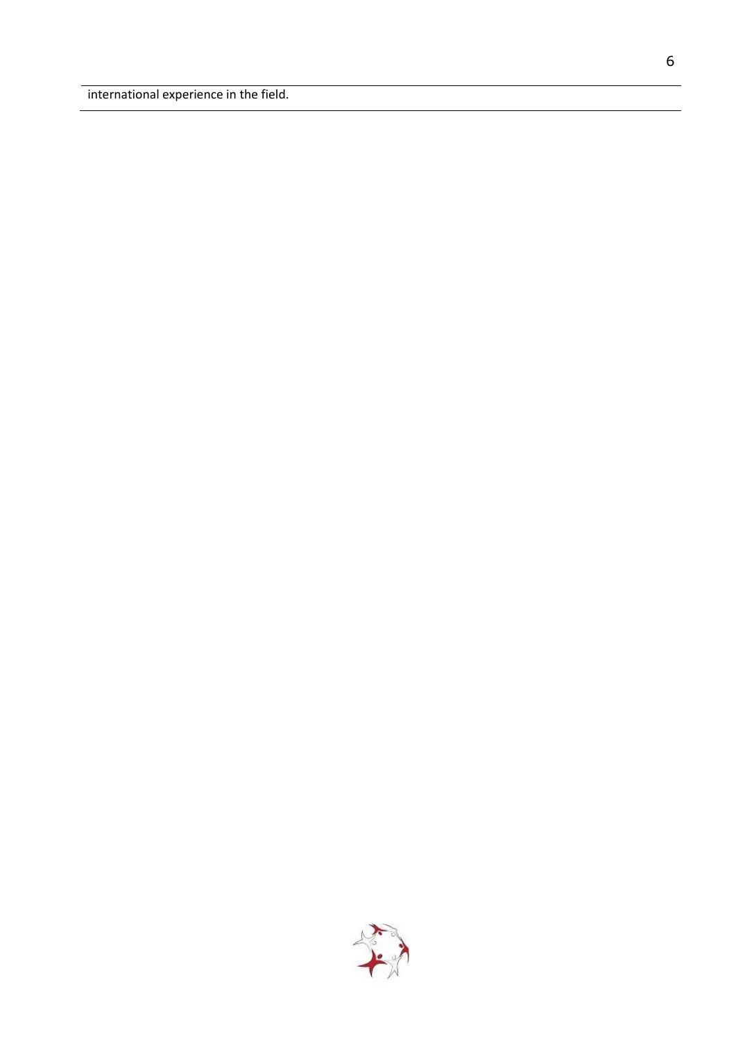international experience in the field.